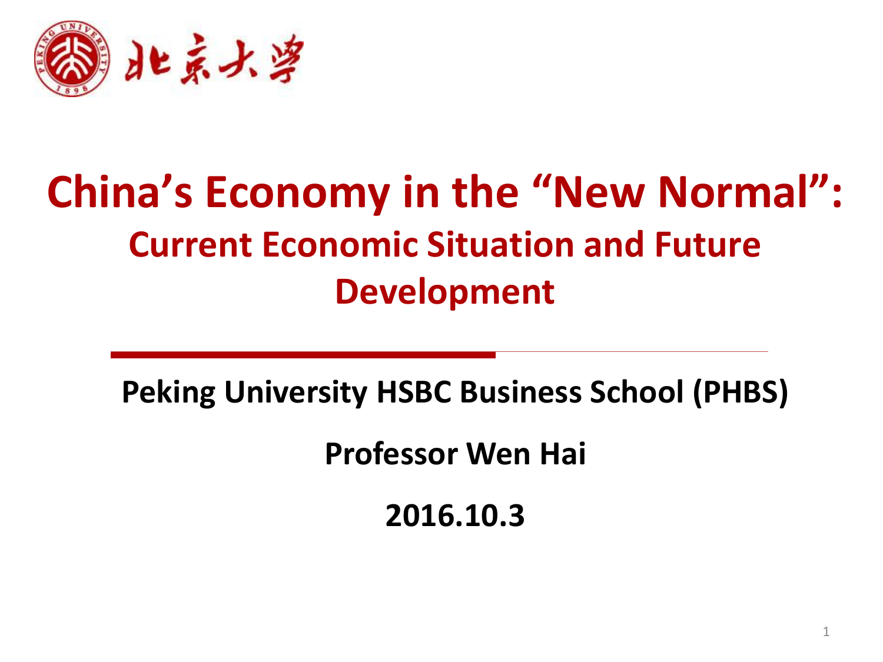北京大學

# China's Economy in the "New Normal":

## Current Economic Situation and Future Development

**Peking University HSBC Business School (PHBS)**

**Professor Wen Hai**

**2016.10.3**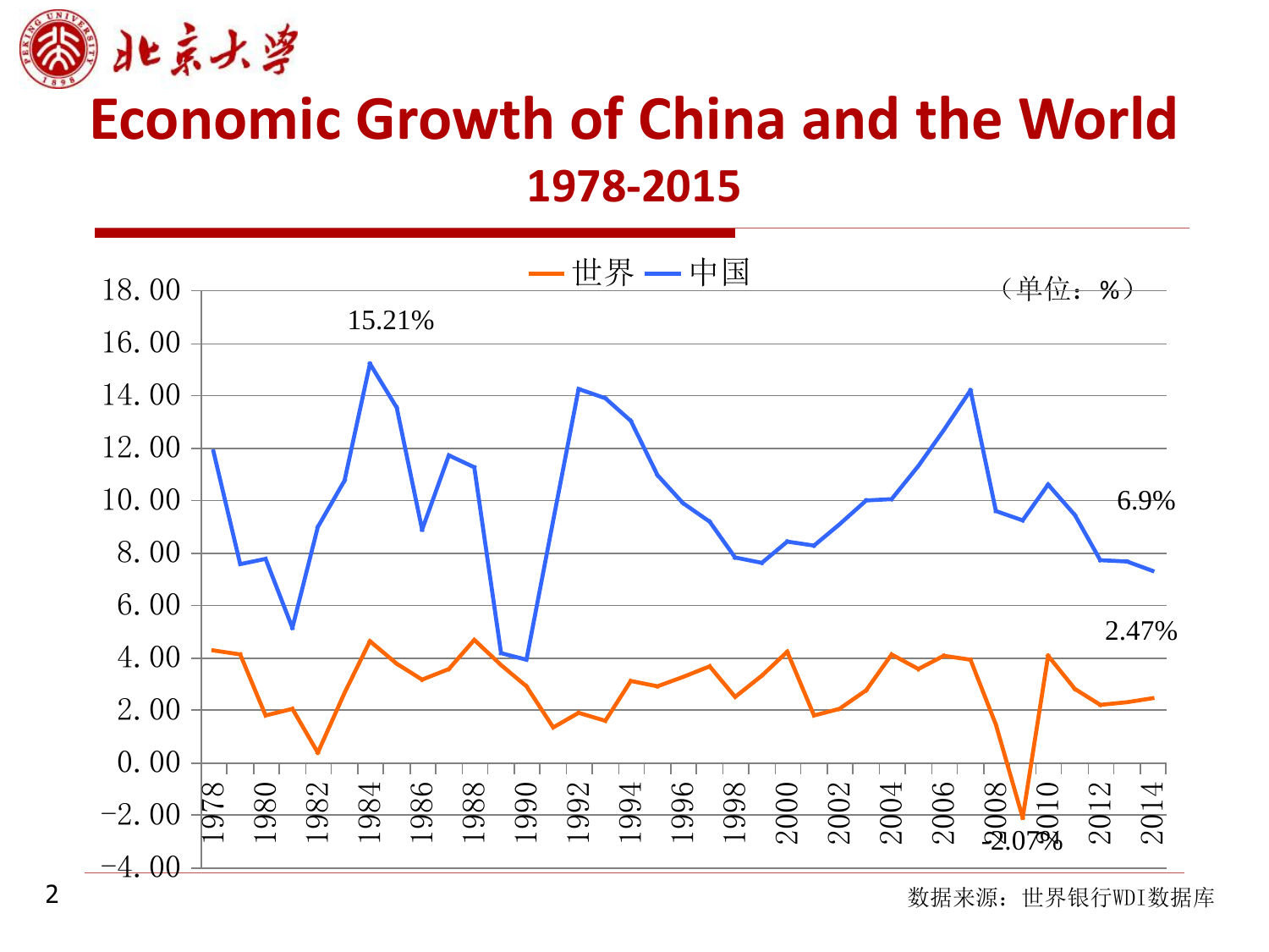# Economic Growth of China and the World

## 1978-2015

世界 中国

（单位：%）

15.21%

6.9%

2.47%

-2.07%

数据来源：世界银行WDI数据库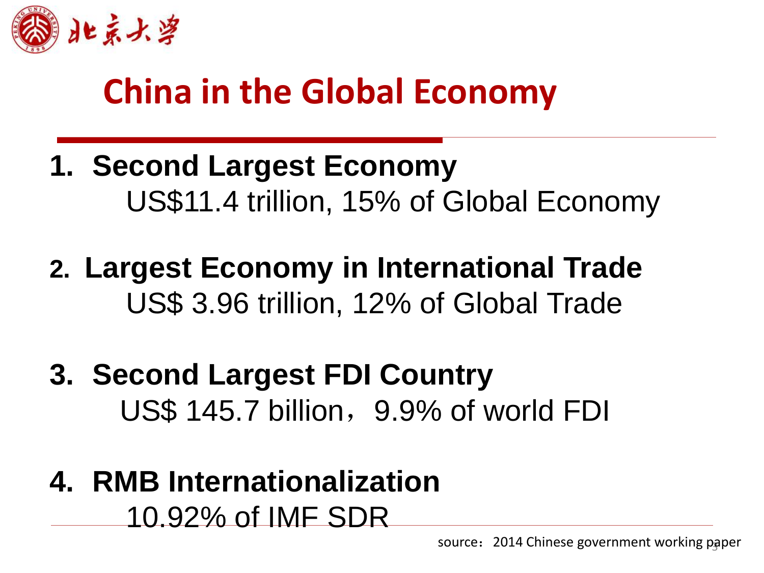# China in the Global Economy

1. **Second Largest Economy**
   US$11.4 trillion, 15% of Global Economy

2. **Largest Economy in International Trade**
   US$ 3.96 trillion, 12% of Global Trade

3. **Second Largest FDI Country**
   US$ 145.7 billion，9.9% of world FDI

4. **RMB Internationalization**
   10.92% of IMF SDR

source：2014 Chinese government working paper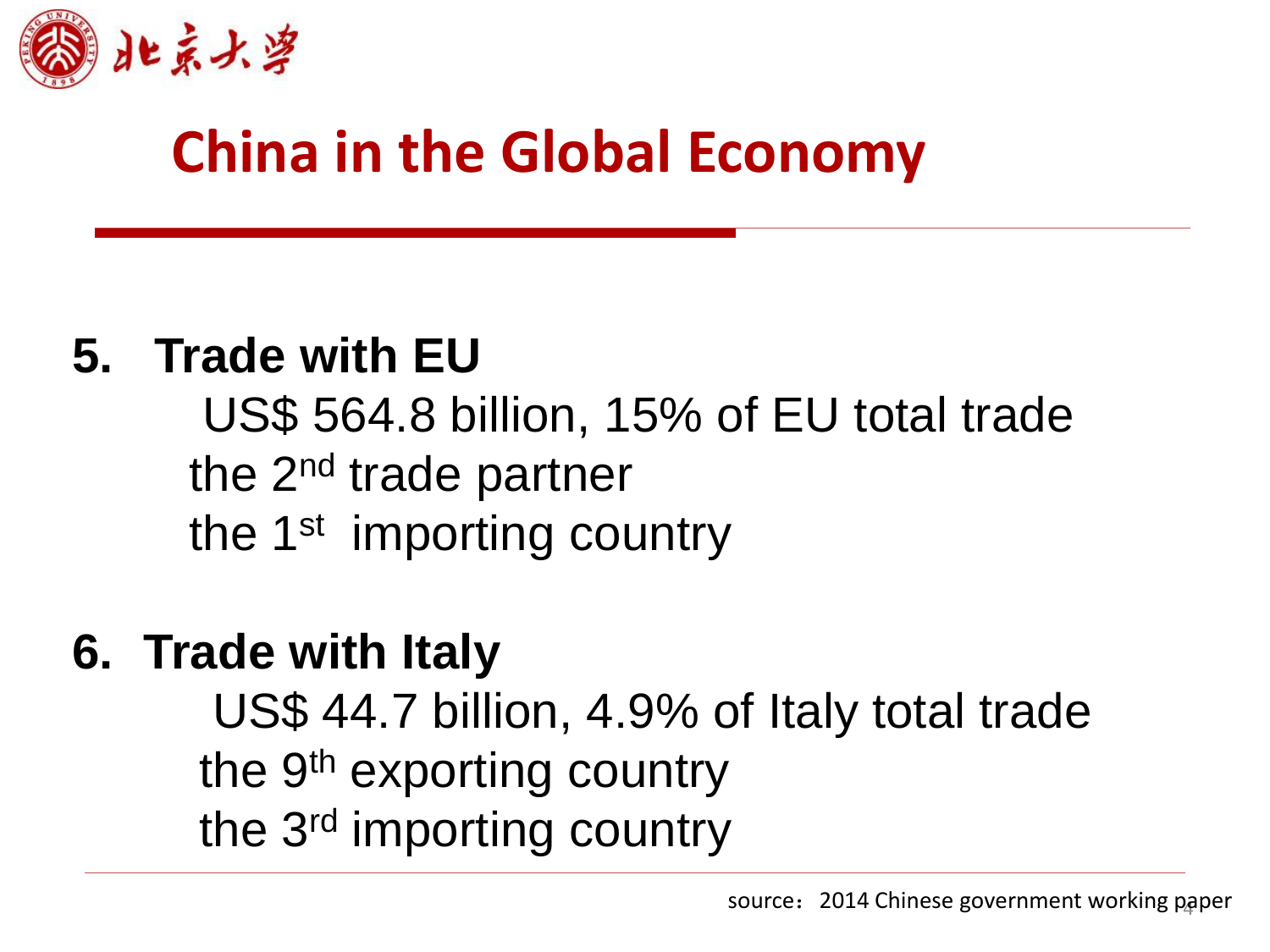# China in the Global Economy

**5. Trade with EU**

US$ 564.8 billion, 15% of EU total trade

the 2nd trade partner

the 1st importing country

**6. Trade with Italy**

US$ 44.7 billion, 4.9% of Italy total trade

the 9th exporting country

the 3rd importing country

source：2014 Chinese government working paper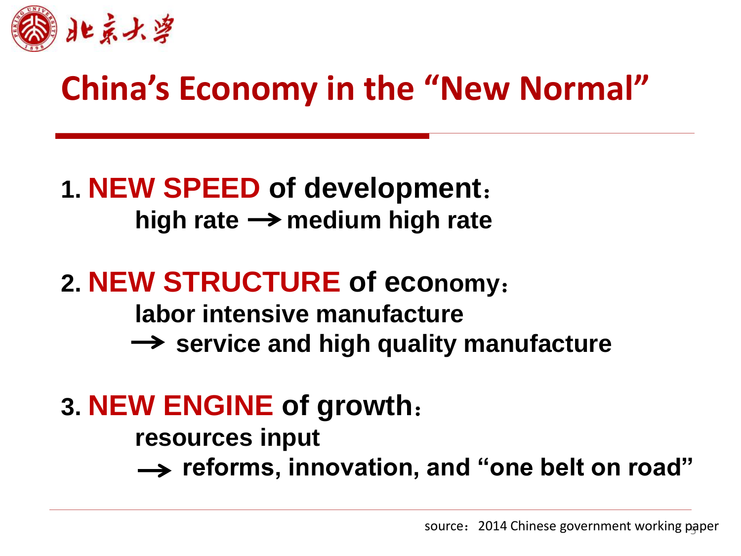# China's Economy in the "New Normal"

1. **NEW SPEED of development：**
   **high rate → medium high rate**

2. **NEW STRUCTURE of economy：**
   **labor intensive manufacture**
   **→ service and high quality manufacture**

3. **NEW ENGINE of growth：**
   **resources input**
   **→ reforms, innovation, and "one belt on road"**

source：2014 Chinese government working paper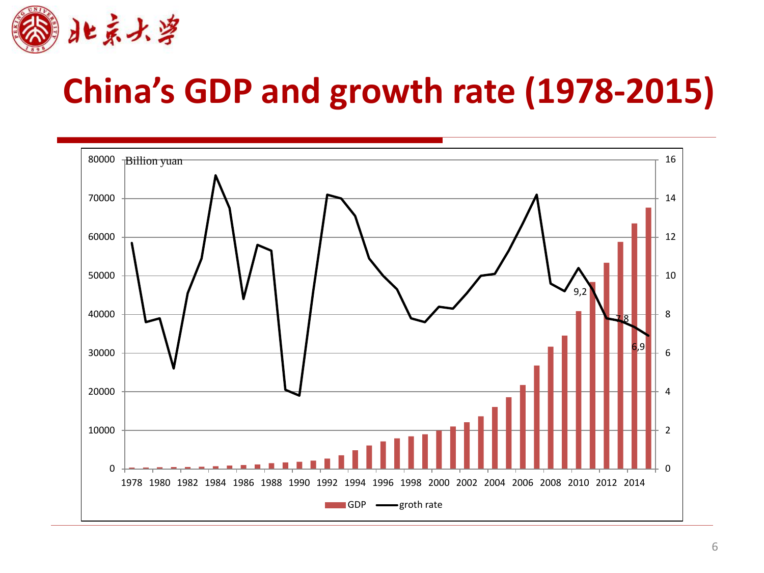# China's GDP and growth rate (1978-2015)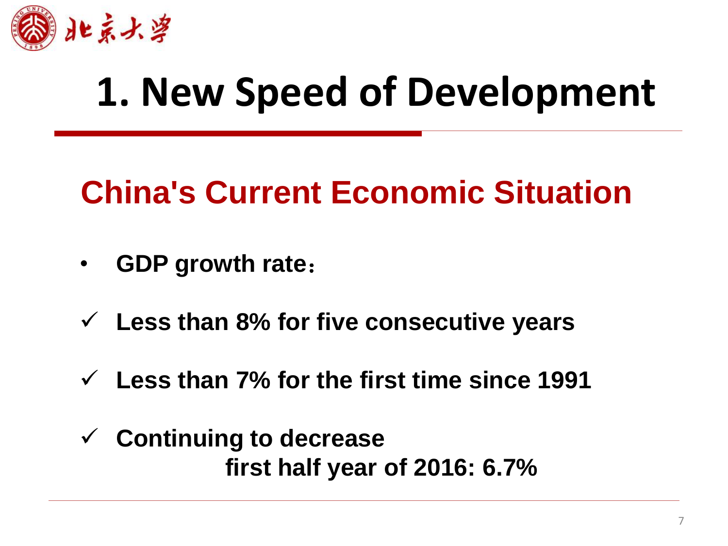# 1. New Speed of Development

## China's Current Economic Situation

- **GDP growth rate：**

✓ **Less than 8% for five consecutive years**

✓ **Less than 7% for the first time since 1991**

✓ **Continuing to decrease**
**first half year of 2016: 6.7%**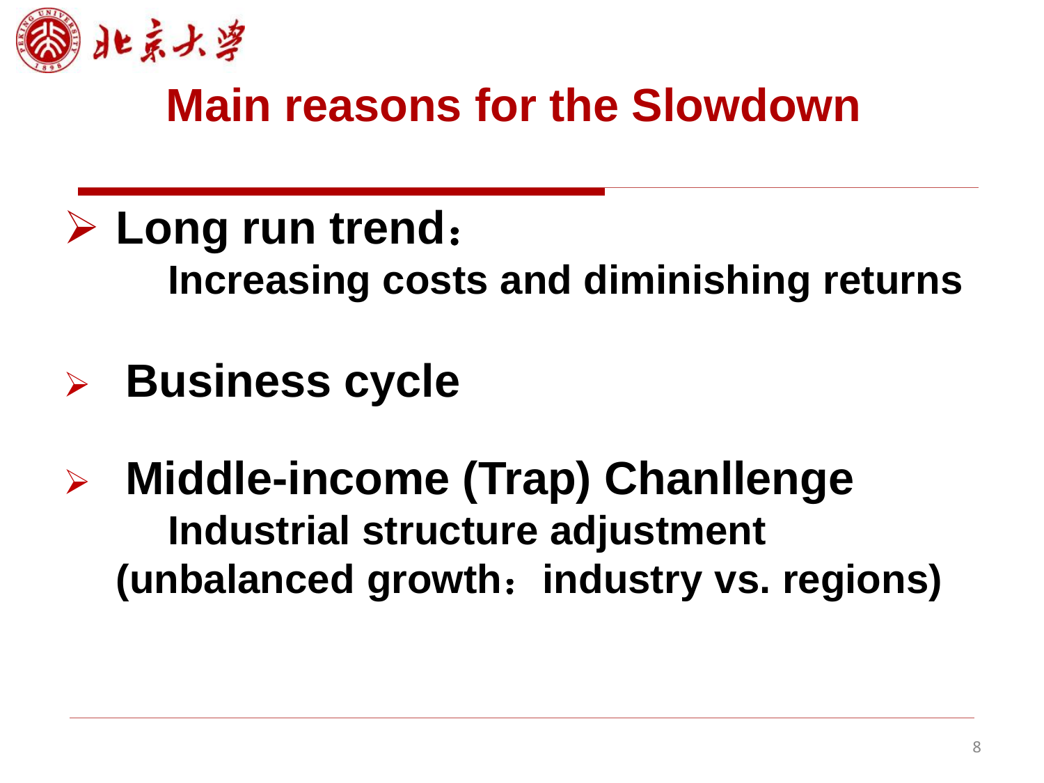# Main reasons for the Slowdown

- **Long run trend：**
  **Increasing costs and diminishing returns**

- **Business cycle**

- **Middle-income (Trap) Chanllenge**
  **Industrial structure adjustment**
  **(unbalanced growth：industry vs. regions)**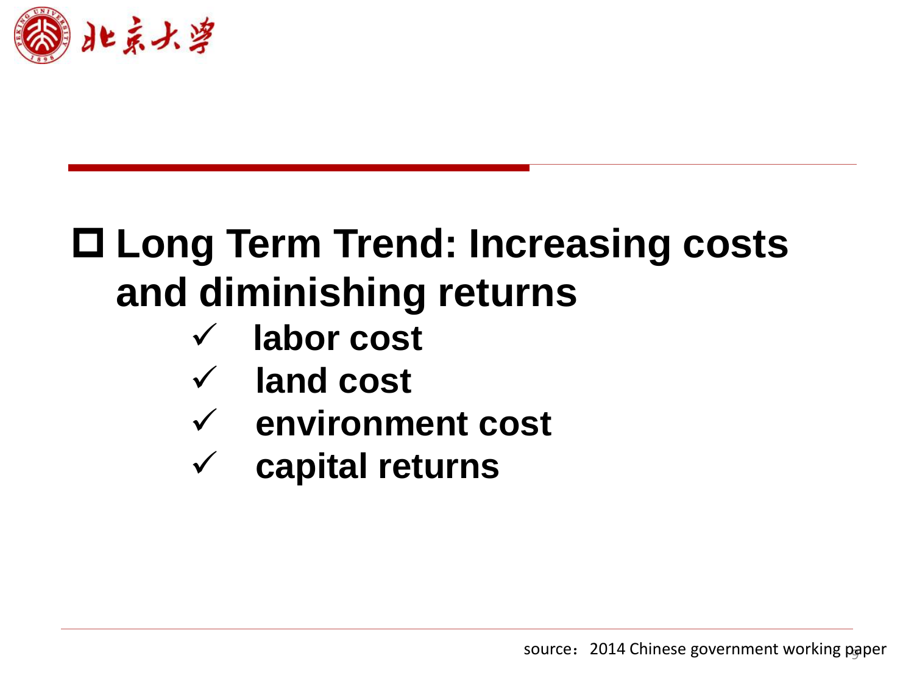- **Long Term Trend: Increasing costs and diminishing returns**
  - ✓ **labor cost**
  - ✓ **land cost**
  - ✓ **environment cost**
  - ✓ **capital returns**

source：2014 Chinese government working paper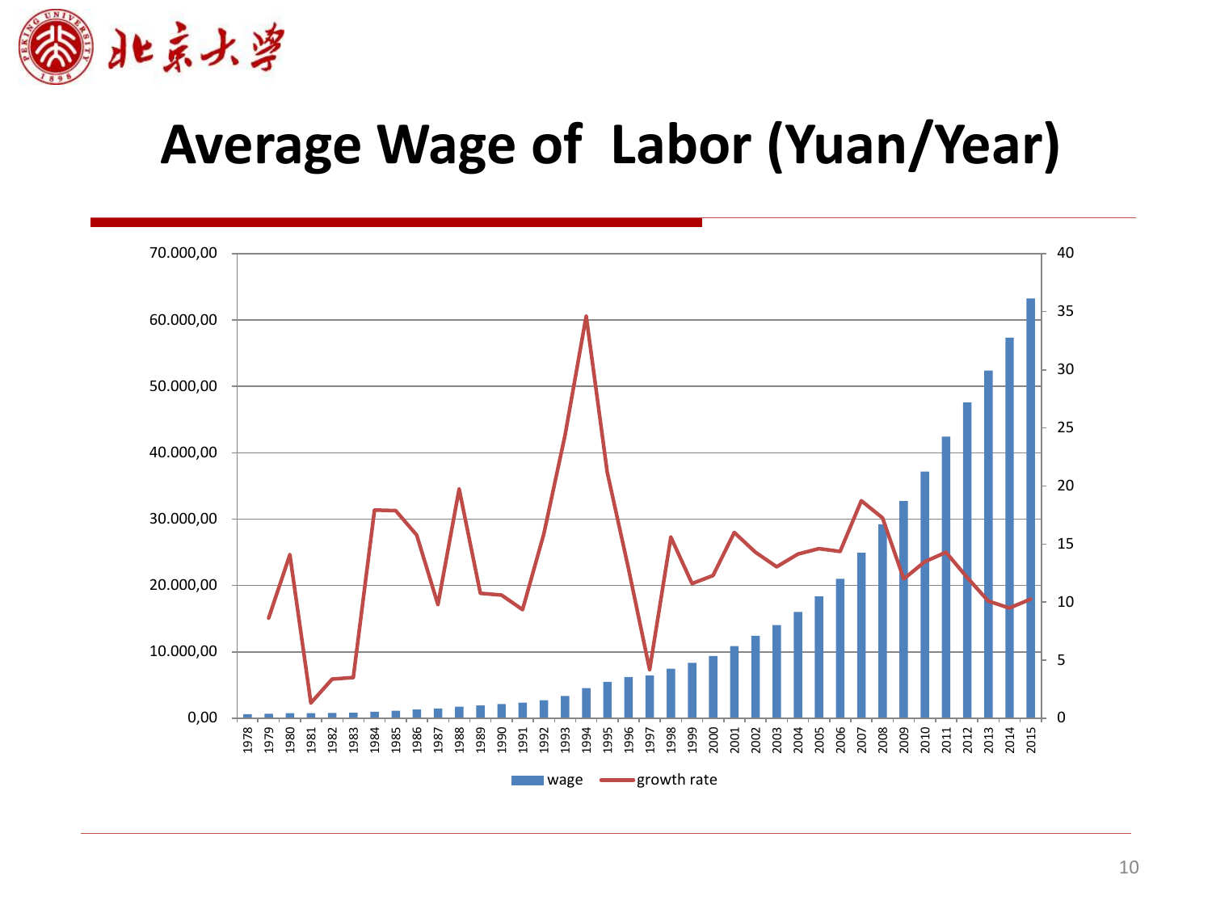# Average Wage of Labor (Yuan/Year)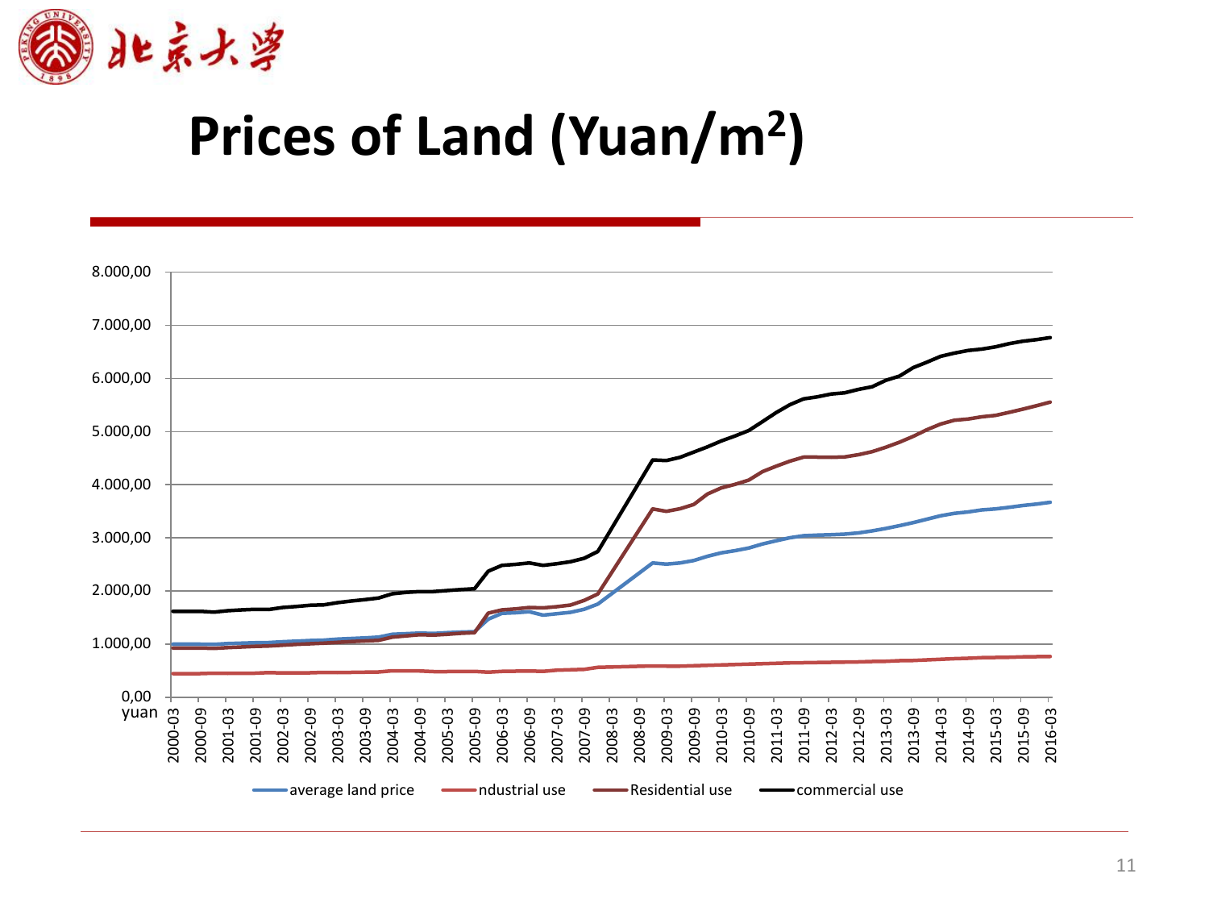# Prices of Land (Yuan/m²)

8.000,00
7.000,00
6.000,00
5.000,00
4.000,00
3.000,00
2.000,00
1.000,00
0,00
yuan

2000-03, 2000-09, 2001-03, 2001-09, 2002-03, 2002-09, 2003-03, 2003-09, 2004-03, 2004-09, 2005-03, 2005-09, 2006-03, 2006-09, 2007-03, 2007-09, 2008-03, 2008-09, 2009-03, 2009-09, 2010-03, 2010-09, 2011-03, 2011-09, 2012-03, 2012-09, 2013-03, 2013-09, 2014-03, 2014-09, 2015-03, 2015-09, 2016-03

average land price | ndustrial use | Residential use | commercial use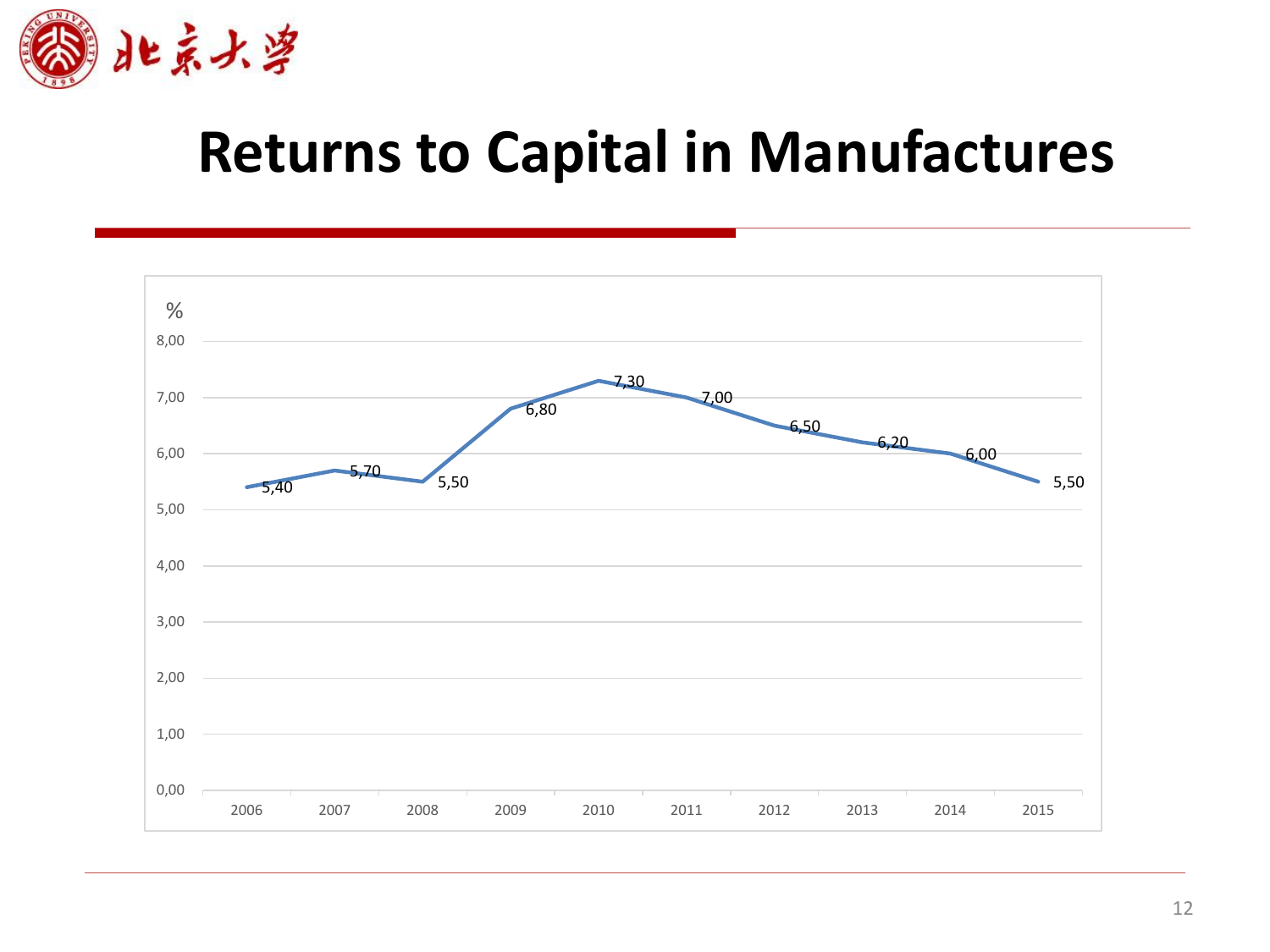# Returns to Capital in Manufactures

| Year | % |
|---|---|
| 2006 | 5,40 |
| 2007 | 5,70 |
| 2008 | 5,50 |
| 2009 | 6,80 |
| 2010 | 7,30 |
| 2011 | 7,00 |
| 2012 | 6,50 |
| 2013 | 6,20 |
| 2014 | 6,00 |
| 2015 | 5,50 |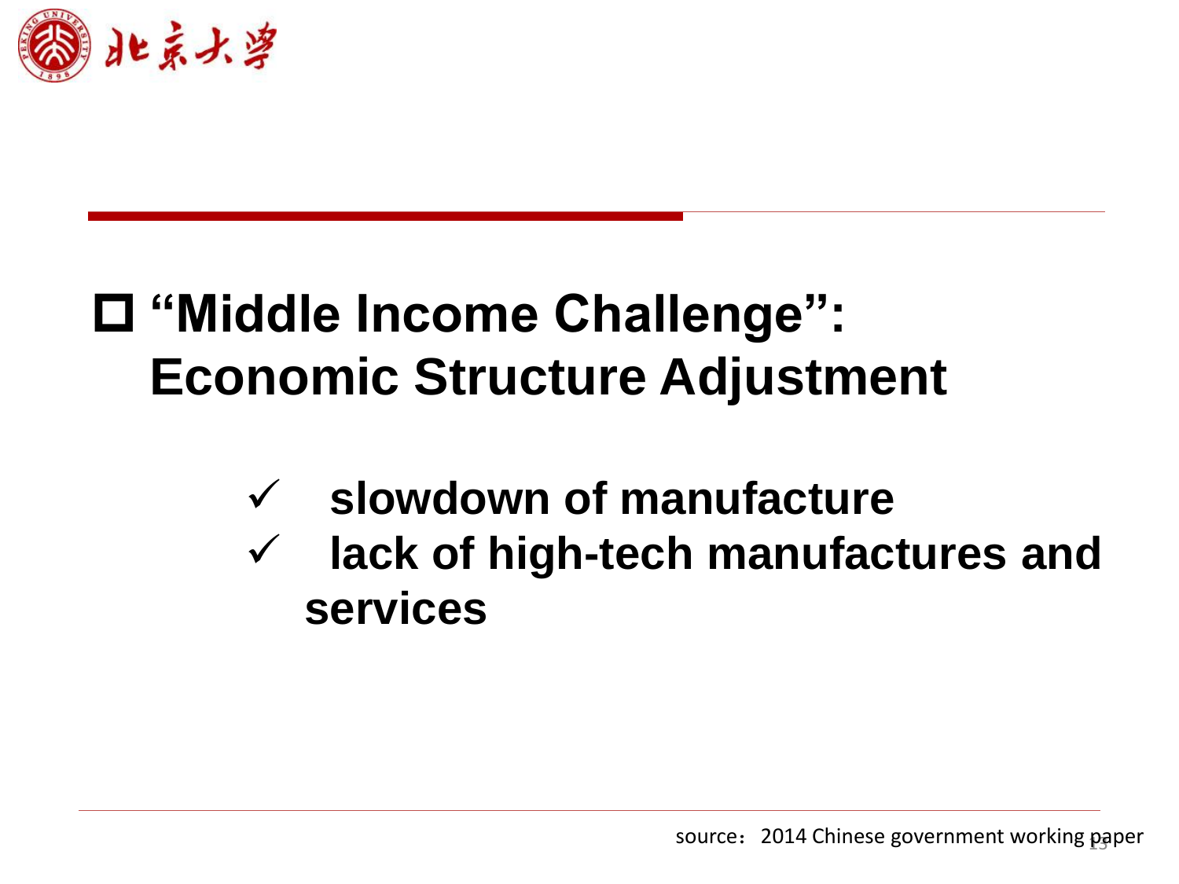## “Middle Income Challenge”: Economic Structure Adjustment

- slowdown of manufacture
- lack of high-tech manufactures and services

source：2014 Chinese government working paper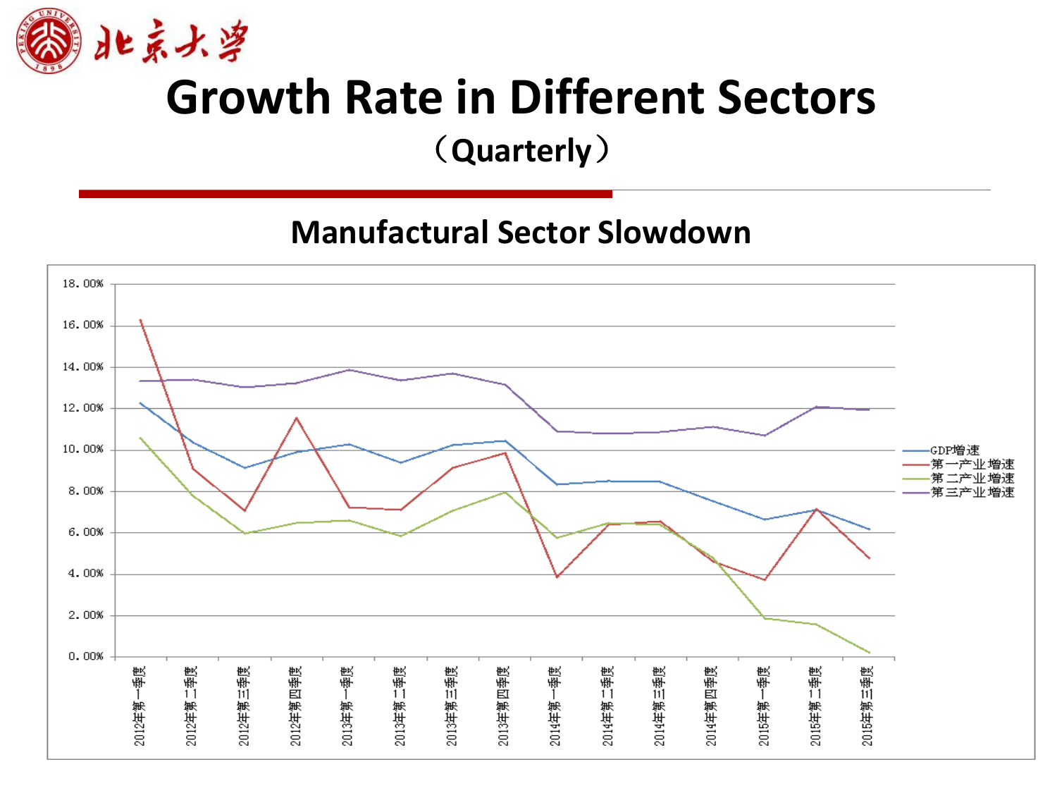# Growth Rate in Different Sectors

（Quarterly）

## Manufactural Sector Slowdown

18.00%
16.00%
14.00%
12.00%
10.00%
8.00%
6.00%
4.00%
2.00%
0.00%

2012年第一季度
2012年第二季度
2012年第三季度
2012年第四季度
2013年第一季度
2013年第二季度
2013年第三季度
2013年第四季度
2014年第一季度
2014年第二季度
2014年第三季度
2014年第四季度
2015年第一季度
2015年第二季度
2015年第三季度

GDP增速
第一产业增速
第二产业增速
第三产业增速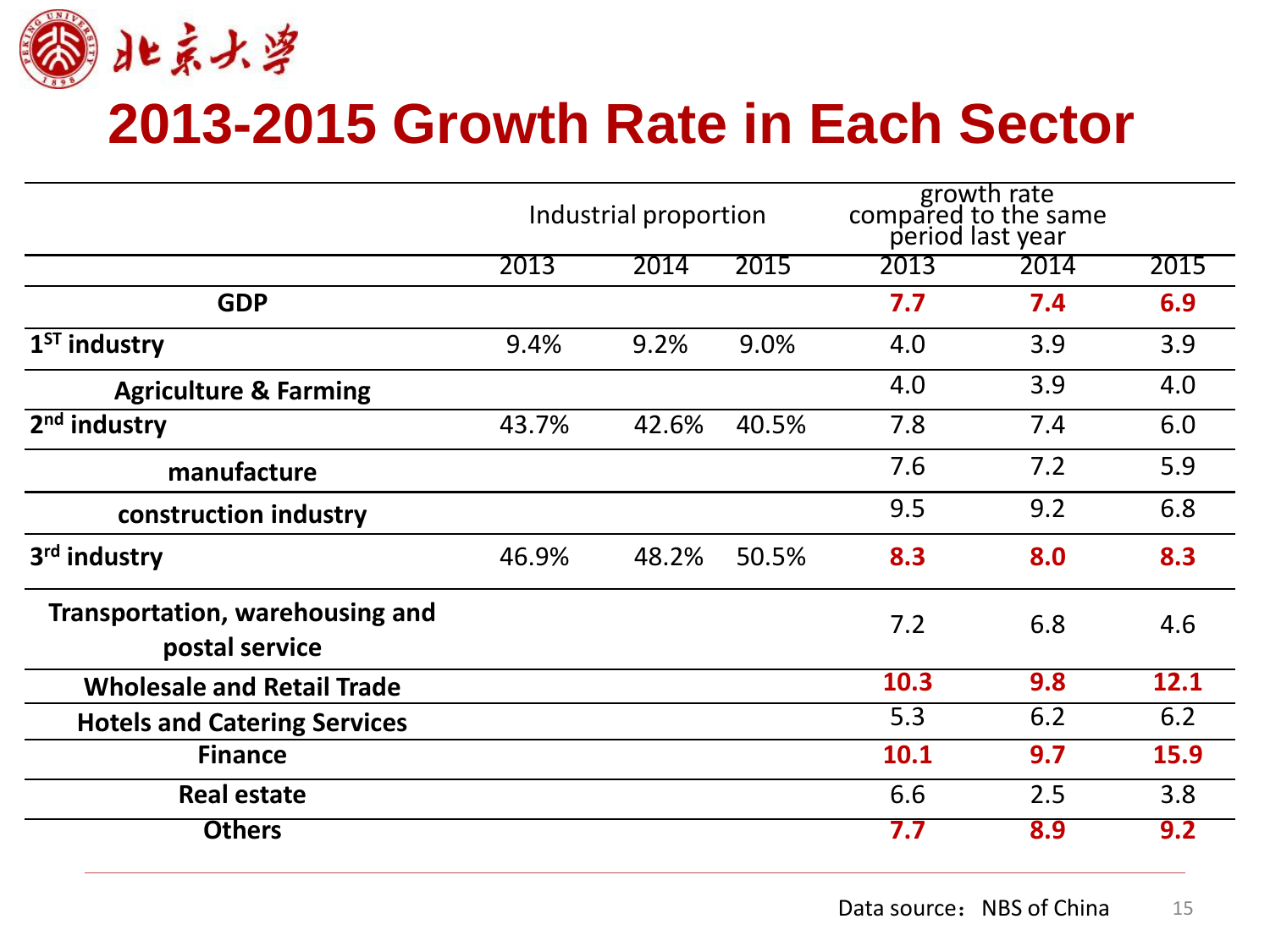北京大學

# 2013-2015 Growth Rate in Each Sector

| | Industrial proportion | | | growth rate compared to the same period last year | | |
|---|---|---|---|---|---|---|
| | 2013 | 2014 | 2015 | 2013 | 2014 | 2015 |
| **GDP** | | | | **7.7** | **7.4** | **6.9** |
| **1ST industry** | 9.4% | 9.2% | 9.0% | 4.0 | 3.9 | 3.9 |
| **Agriculture & Farming** | | | | 4.0 | 3.9 | 4.0 |
| **2nd industry** | 43.7% | 42.6% | 40.5% | 7.8 | 7.4 | 6.0 |
| **manufacture** | | | | 7.6 | 7.2 | 5.9 |
| **construction industry** | | | | 9.5 | 9.2 | 6.8 |
| **3rd industry** | 46.9% | 48.2% | 50.5% | **8.3** | **8.0** | **8.3** |
| **Transportation, warehousing and postal service** | | | | 7.2 | 6.8 | 4.6 |
| **Wholesale and Retail Trade** | | | | **10.3** | **9.8** | **12.1** |
| **Hotels and Catering Services** | | | | 5.3 | 6.2 | 6.2 |
| **Finance** | | | | **10.1** | **9.7** | **15.9** |
| **Real estate** | | | | 6.6 | 2.5 | 3.8 |
| **Others** | | | | **7.7** | **8.9** | **9.2** |

Data source：NBS of China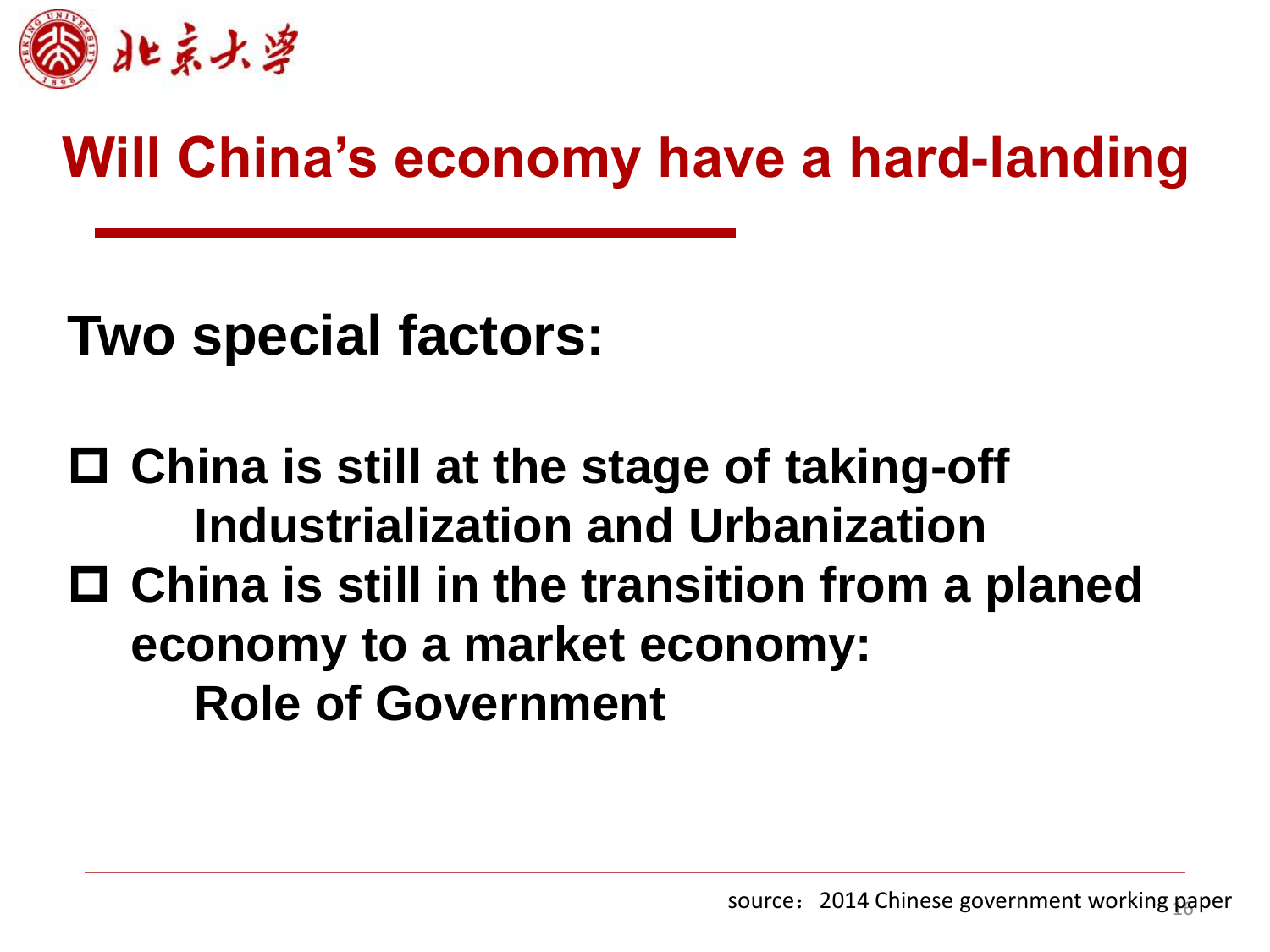# Will China's economy have a hard-landing

## Two special factors:

- China is still at the stage of taking-off
  - Industrialization and Urbanization
- China is still in the transition from a planed economy to a market economy:
  - Role of Government

source：2014 Chinese government working paper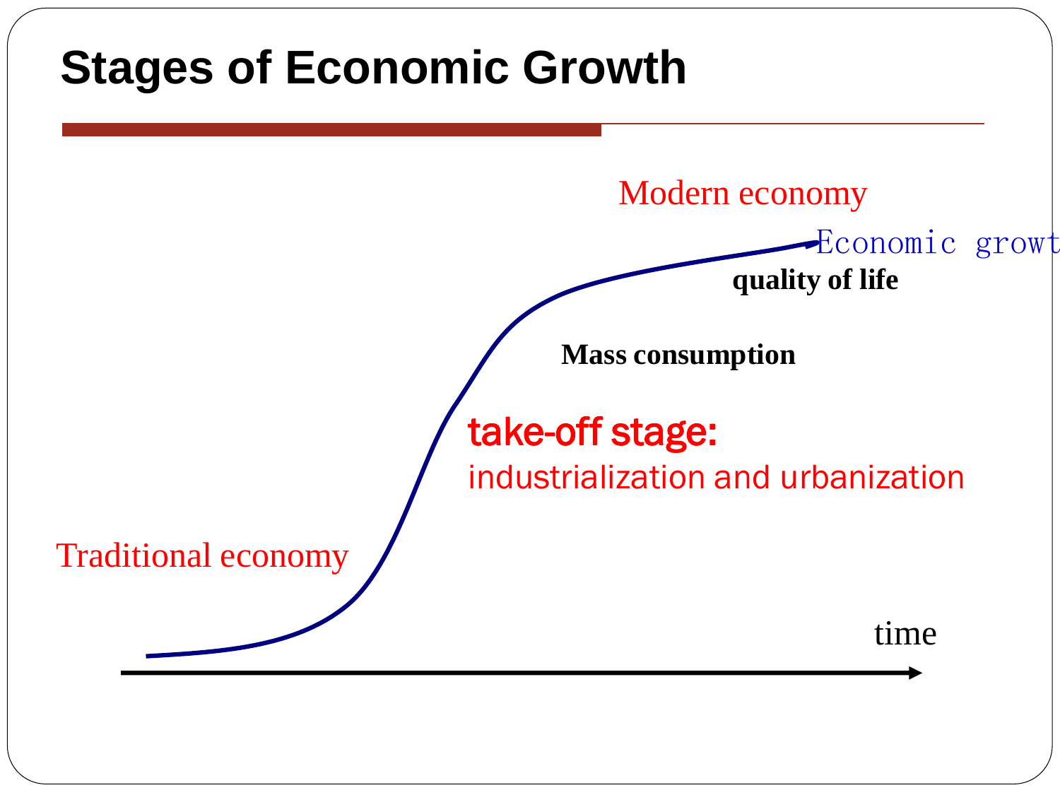# Stages of Economic Growth

Modern economy

Economic growt

quality of life

**Mass consumption**

take-off stage:
industrialization and urbanization

Traditional economy

time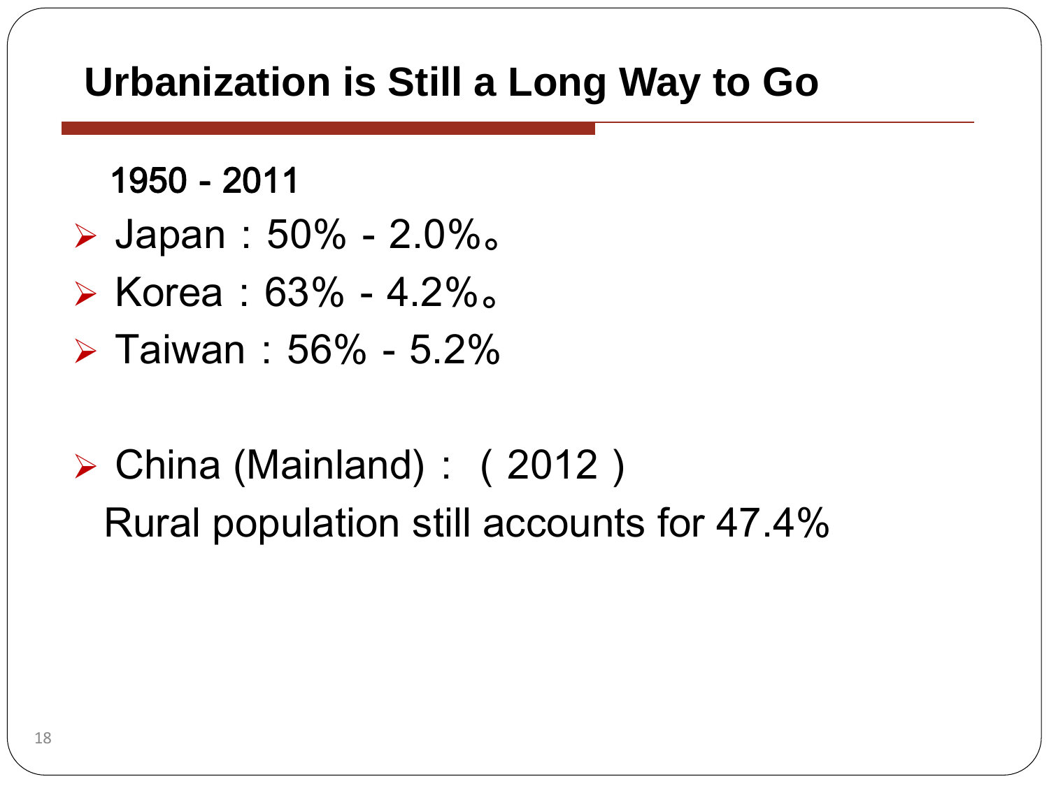# Urbanization is Still a Long Way to Go

1950 - 2011

- Japan：50% - 2.0%。
- Korea：63% - 4.2%。
- Taiwan：56% - 5.2%

- China (Mainland)：（2012）
  Rural population still accounts for 47.4%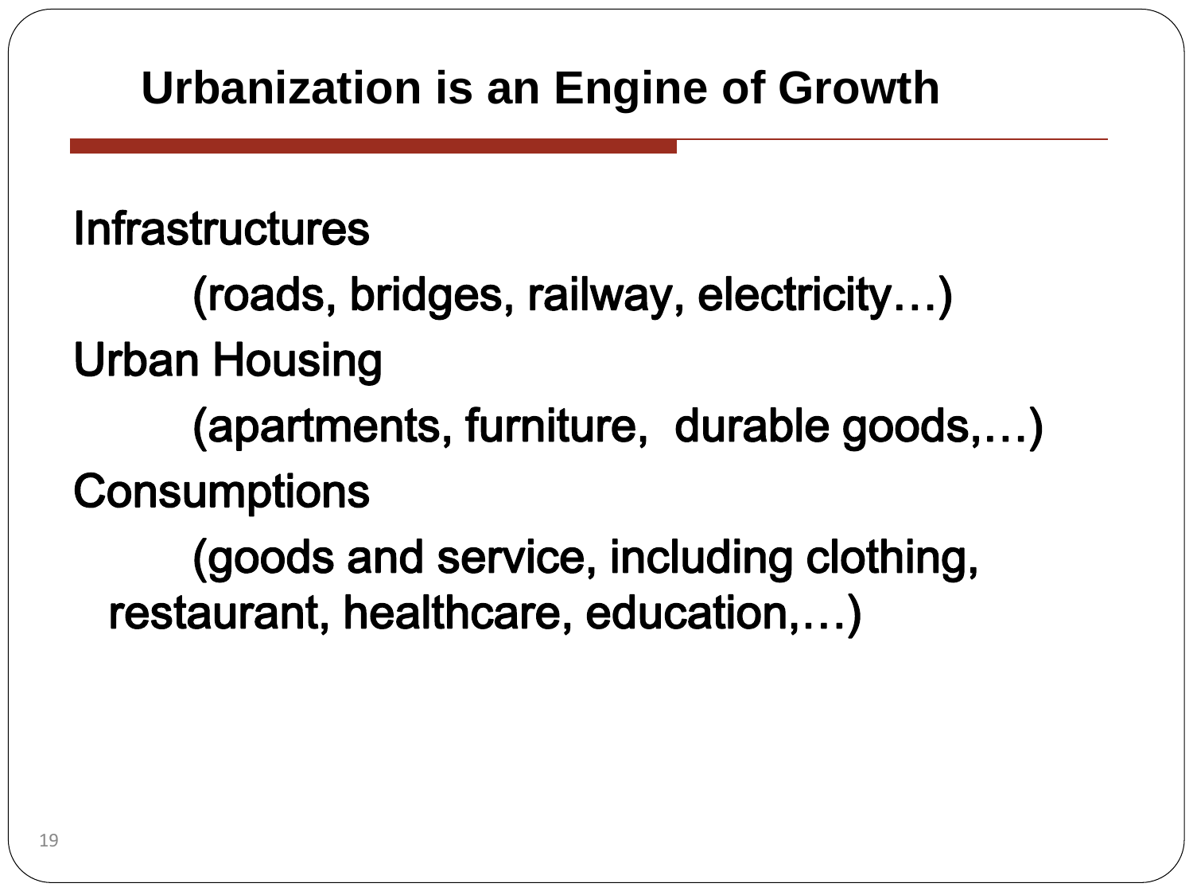# Urbanization is an Engine of Growth

Infrastructures

(roads, bridges, railway, electricity…)

Urban Housing

(apartments, furniture, durable goods,…)

Consumptions

(goods and service, including clothing, restaurant, healthcare, education,…)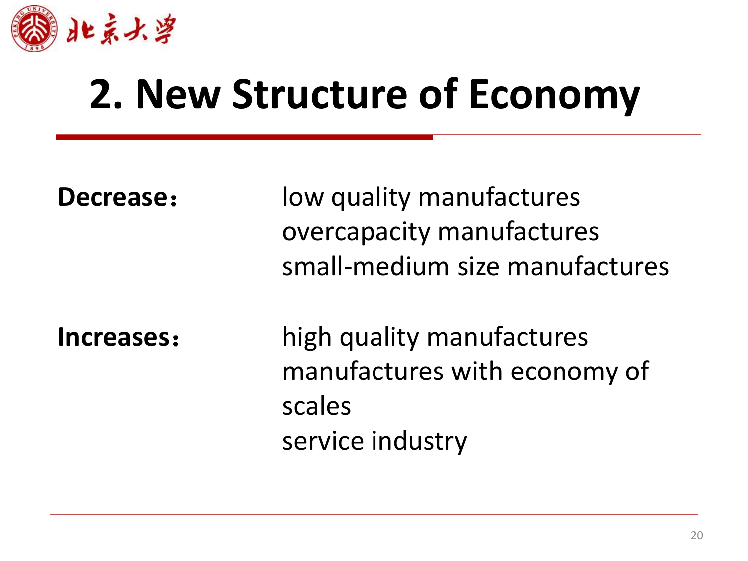# 2. New Structure of Economy

**Decrease：**

- low quality manufactures
- overcapacity manufactures
- small-medium size manufactures

**Increases：**

- high quality manufactures
- manufactures with economy of scales
- service industry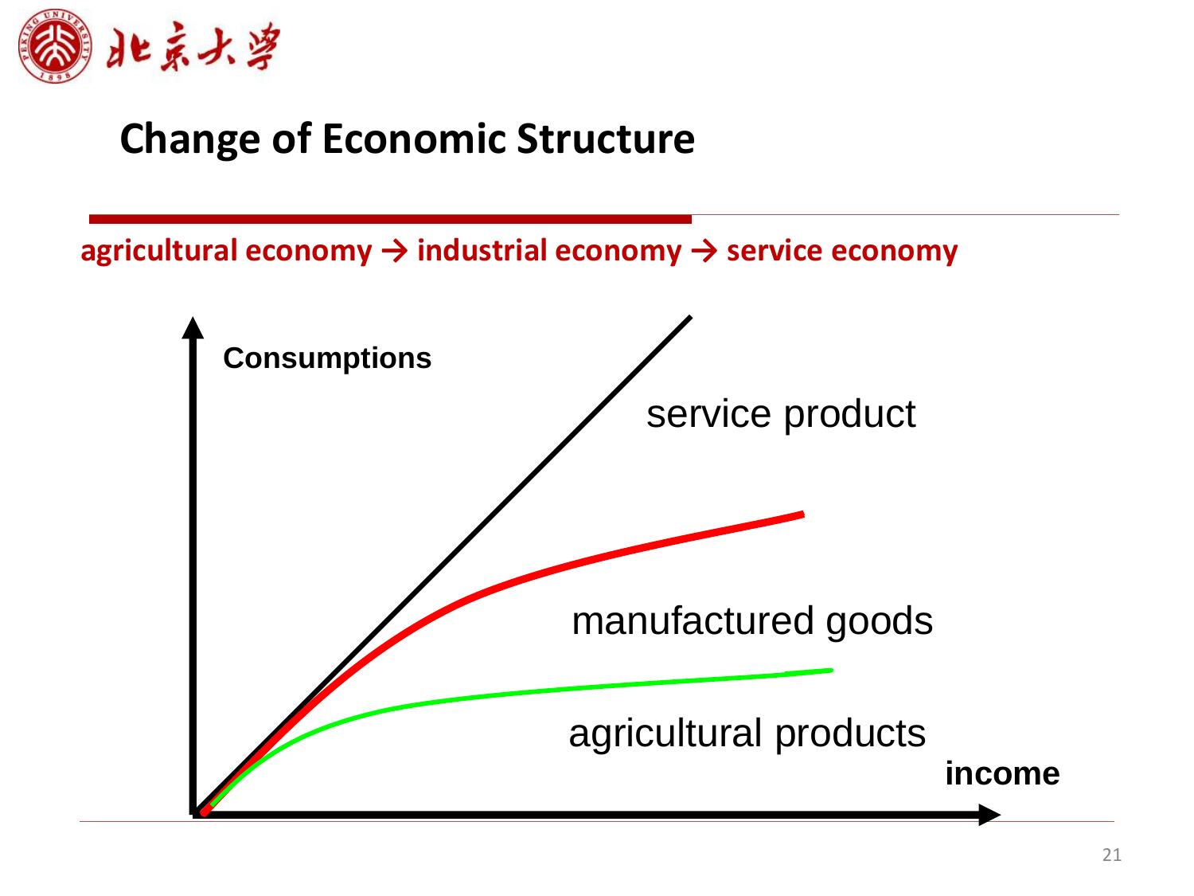## Change of Economic Structure

**agricultural economy → industrial economy → service economy**

Consumptions

service product

manufactured goods

agricultural products

income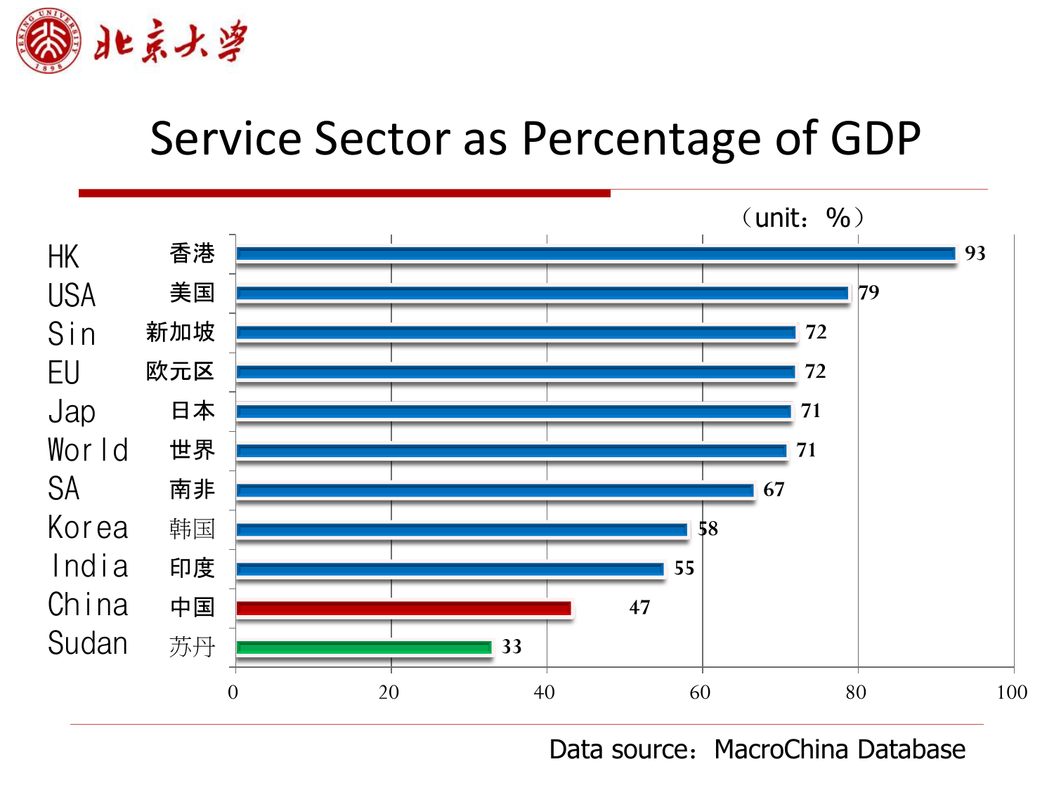# Service Sector as Percentage of GDP

（unit：%）

| Country | | Service Sector (% of GDP) |
|---|---|---|
| HK | 香港 | 93 |
| USA | 美国 | 79 |
| Sin | 新加坡 | 72 |
| EU | 欧元区 | 72 |
| Jap | 日本 | 71 |
| World | 世界 | 71 |
| SA | 南非 | 67 |
| Korea | 韩国 | 58 |
| India | 印度 | 55 |
| China | 中国 | 47 |
| Sudan | 苏丹 | 33 |

Data source：MacroChina Database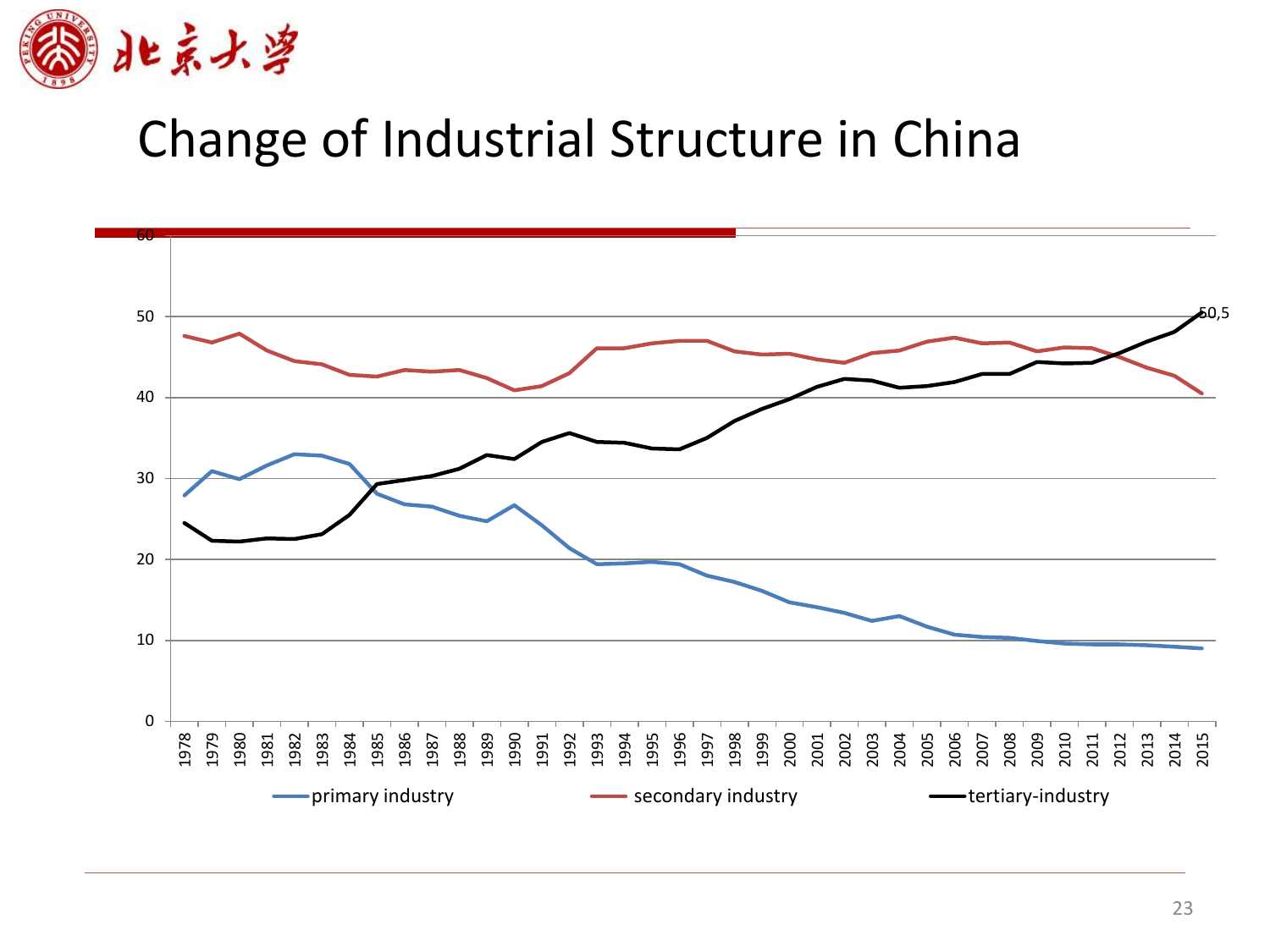# Change of Industrial Structure in China

60

50

40

30

20

10

0

50,5

1978 1979 1980 1981 1982 1983 1984 1985 1986 1987 1988 1989 1990 1991 1992 1993 1994 1995 1996 1997 1998 1999 2000 2001 2002 2003 2004 2005 2006 2007 2008 2009 2010 2011 2012 2013 2014 2015

primary industry — secondary industry — tertiary-industry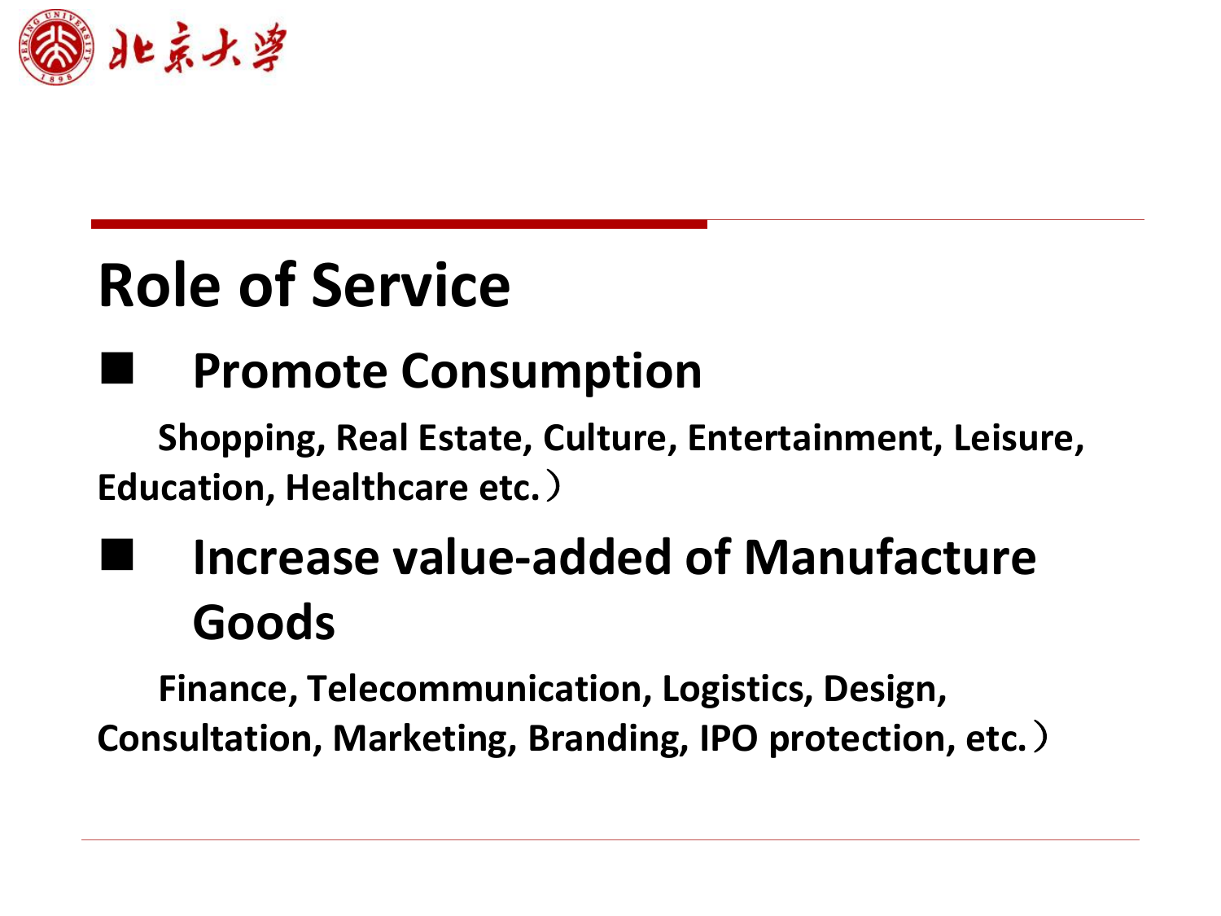# Role of Service

- **Promote Consumption**

  **Shopping, Real Estate, Culture, Entertainment, Leisure, Education, Healthcare etc.）**

- **Increase value-added of Manufacture Goods**

  **Finance, Telecommunication, Logistics, Design, Consultation, Marketing, Branding, IPO protection, etc.）**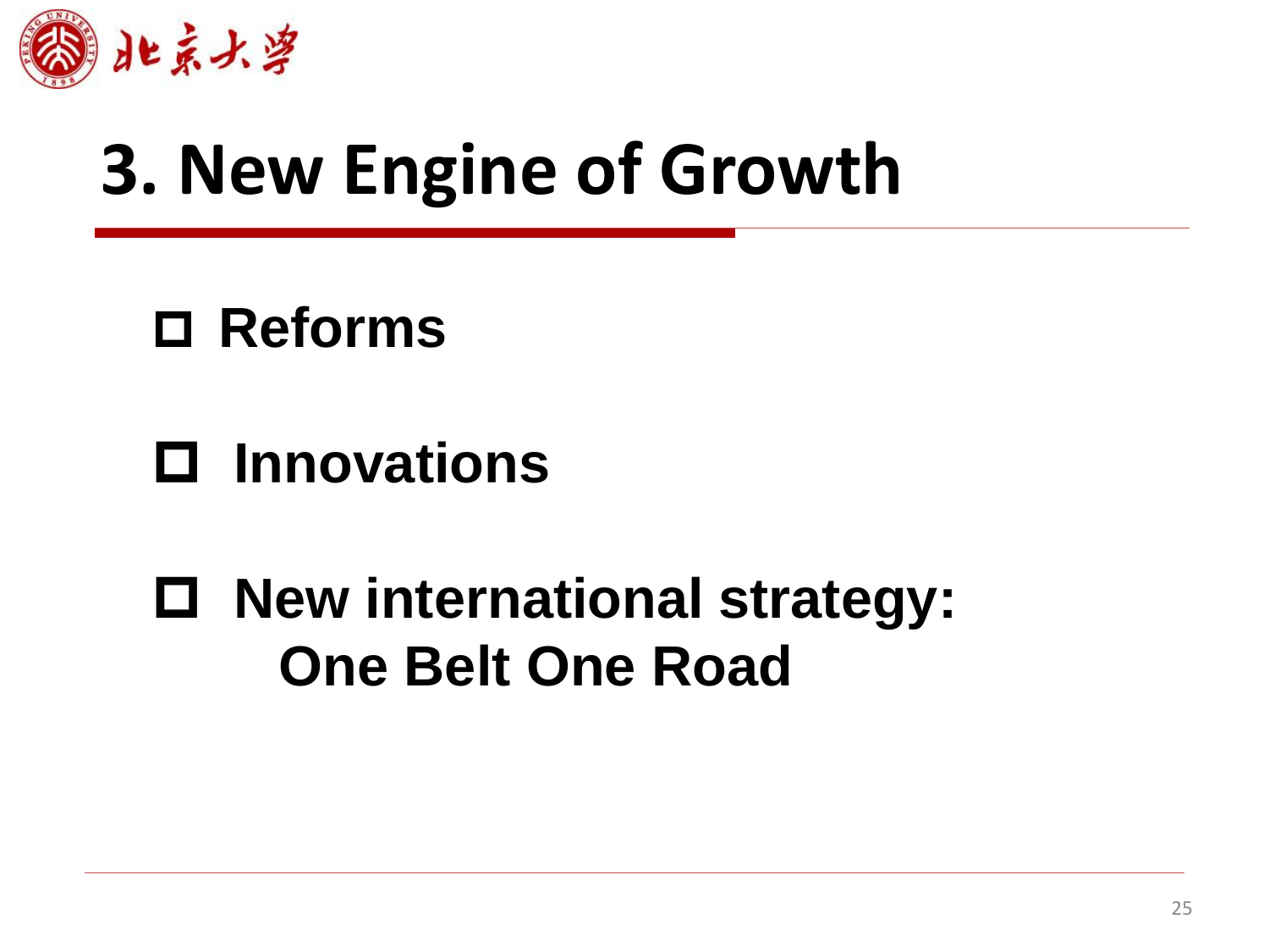# 3. New Engine of Growth

- **Reforms**
- **Innovations**
- **New international strategy: One Belt One Road**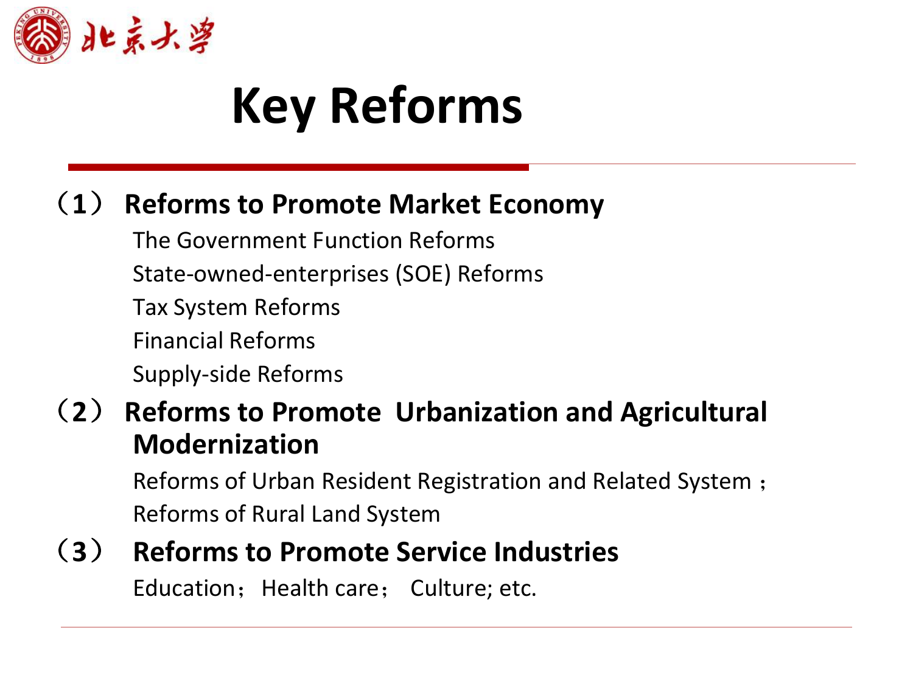# Key Reforms

**（1） Reforms to Promote Market Economy**

The Government Function Reforms

State-owned-enterprises (SOE) Reforms

Tax System Reforms

Financial Reforms

Supply-side Reforms

**（2） Reforms to Promote Urbanization and Agricultural Modernization**

Reforms of Urban Resident Registration and Related System；

Reforms of Rural Land System

**（3） Reforms to Promote Service Industries**

Education；Health care； Culture; etc.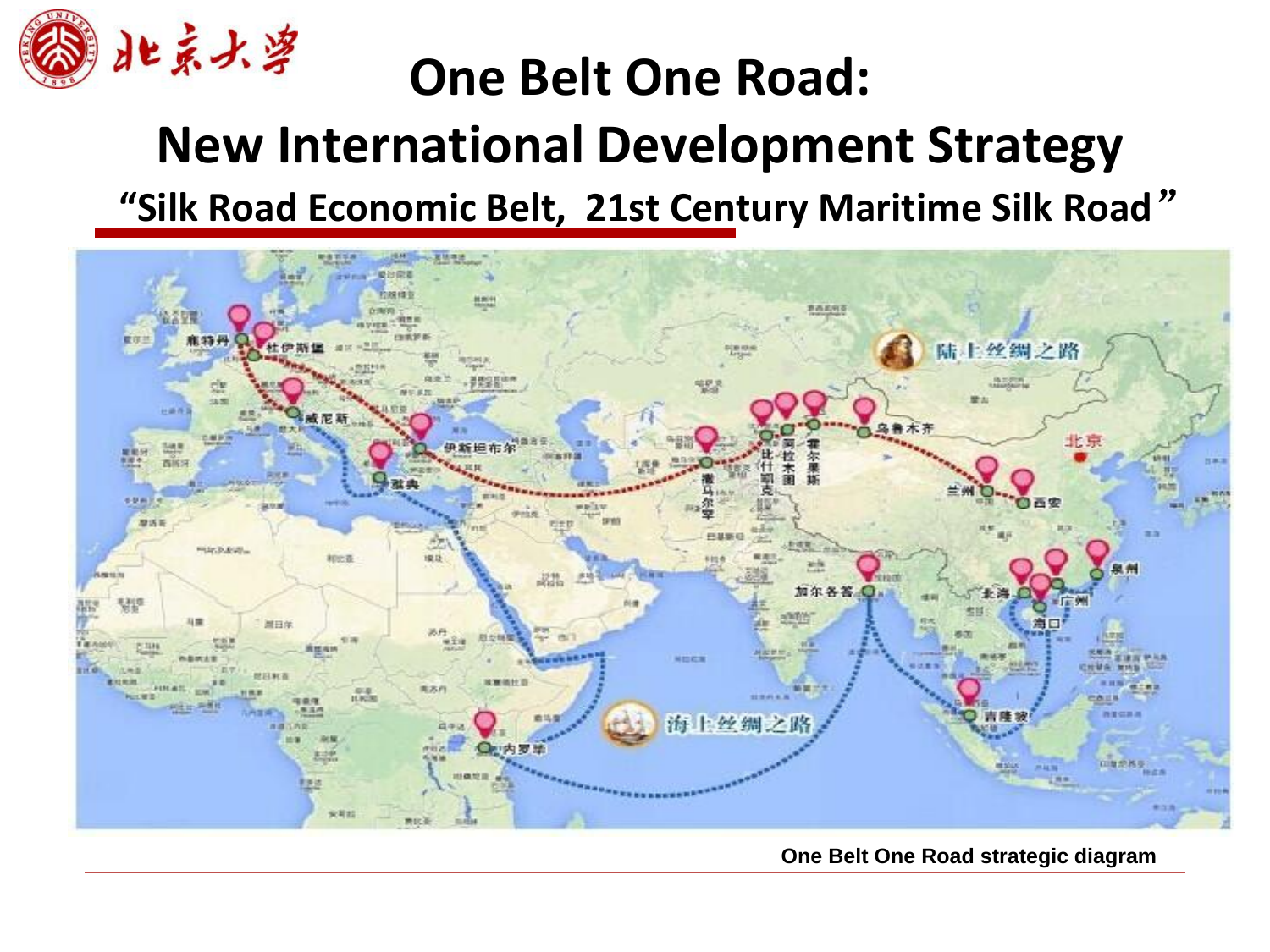# One Belt One Road:

## New International Development Strategy

### "Silk Road Economic Belt, 21st Century Maritime Silk Road"

One Belt One Road strategic diagram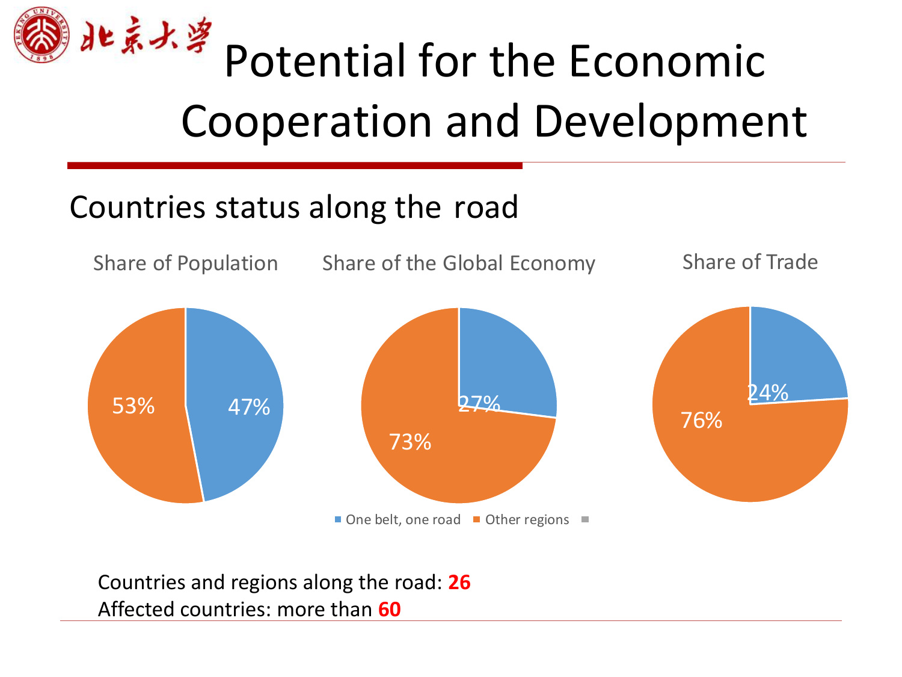# Potential for the Economic Cooperation and Development

## Countries status along the road

Share of Population

53%

47%

Share of the Global Economy

27%

73%

Share of Trade

24%

76%

One belt, one road   Other regions

Countries and regions along the road: **26**
Affected countries: more than **60**